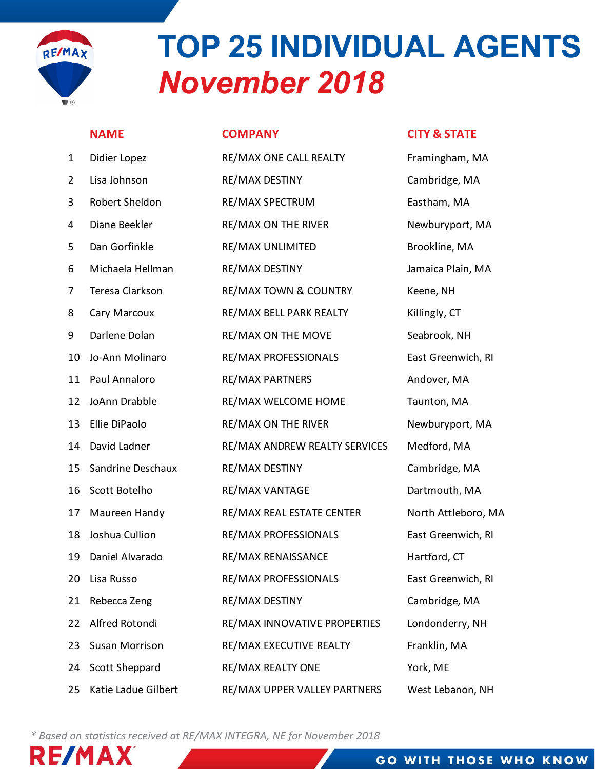# TOP 25 INDIVIDUAL AGENTS

## *November 2018*

| | NAME | COMPANY | CITY & STATE |
|---|---|---|---|
| 1 | Didier Lopez | RE/MAX ONE CALL REALTY | Framingham, MA |
| 2 | Lisa Johnson | RE/MAX DESTINY | Cambridge, MA |
| 3 | Robert Sheldon | RE/MAX SPECTRUM | Eastham, MA |
| 4 | Diane Beekler | RE/MAX ON THE RIVER | Newburyport, MA |
| 5 | Dan Gorfinkle | RE/MAX UNLIMITED | Brookline, MA |
| 6 | Michaela Hellman | RE/MAX DESTINY | Jamaica Plain, MA |
| 7 | Teresa Clarkson | RE/MAX TOWN & COUNTRY | Keene, NH |
| 8 | Cary Marcoux | RE/MAX BELL PARK REALTY | Killingly, CT |
| 9 | Darlene Dolan | RE/MAX ON THE MOVE | Seabrook, NH |
| 10 | Jo-Ann Molinaro | RE/MAX PROFESSIONALS | East Greenwich, RI |
| 11 | Paul Annaloro | RE/MAX PARTNERS | Andover, MA |
| 12 | JoAnn Drabble | RE/MAX WELCOME HOME | Taunton, MA |
| 13 | Ellie DiPaolo | RE/MAX ON THE RIVER | Newburyport, MA |
| 14 | David Ladner | RE/MAX ANDREW REALTY SERVICES | Medford, MA |
| 15 | Sandrine Deschaux | RE/MAX DESTINY | Cambridge, MA |
| 16 | Scott Botelho | RE/MAX VANTAGE | Dartmouth, MA |
| 17 | Maureen Handy | RE/MAX REAL ESTATE CENTER | North Attleboro, MA |
| 18 | Joshua Cullion | RE/MAX PROFESSIONALS | East Greenwich, RI |
| 19 | Daniel Alvarado | RE/MAX RENAISSANCE | Hartford, CT |
| 20 | Lisa Russo | RE/MAX PROFESSIONALS | East Greenwich, RI |
| 21 | Rebecca Zeng | RE/MAX DESTINY | Cambridge, MA |
| 22 | Alfred Rotondi | RE/MAX INNOVATIVE PROPERTIES | Londonderry, NH |
| 23 | Susan Morrison | RE/MAX EXECUTIVE REALTY | Franklin, MA |
| 24 | Scott Sheppard | RE/MAX REALTY ONE | York, ME |
| 25 | Katie Ladue Gilbert | RE/MAX UPPER VALLEY PARTNERS | West Lebanon, NH |

*\* Based on statistics received at RE/MAX INTEGRA, NE for November 2018*

RE/MAX

GO WITH THOSE WHO KNOW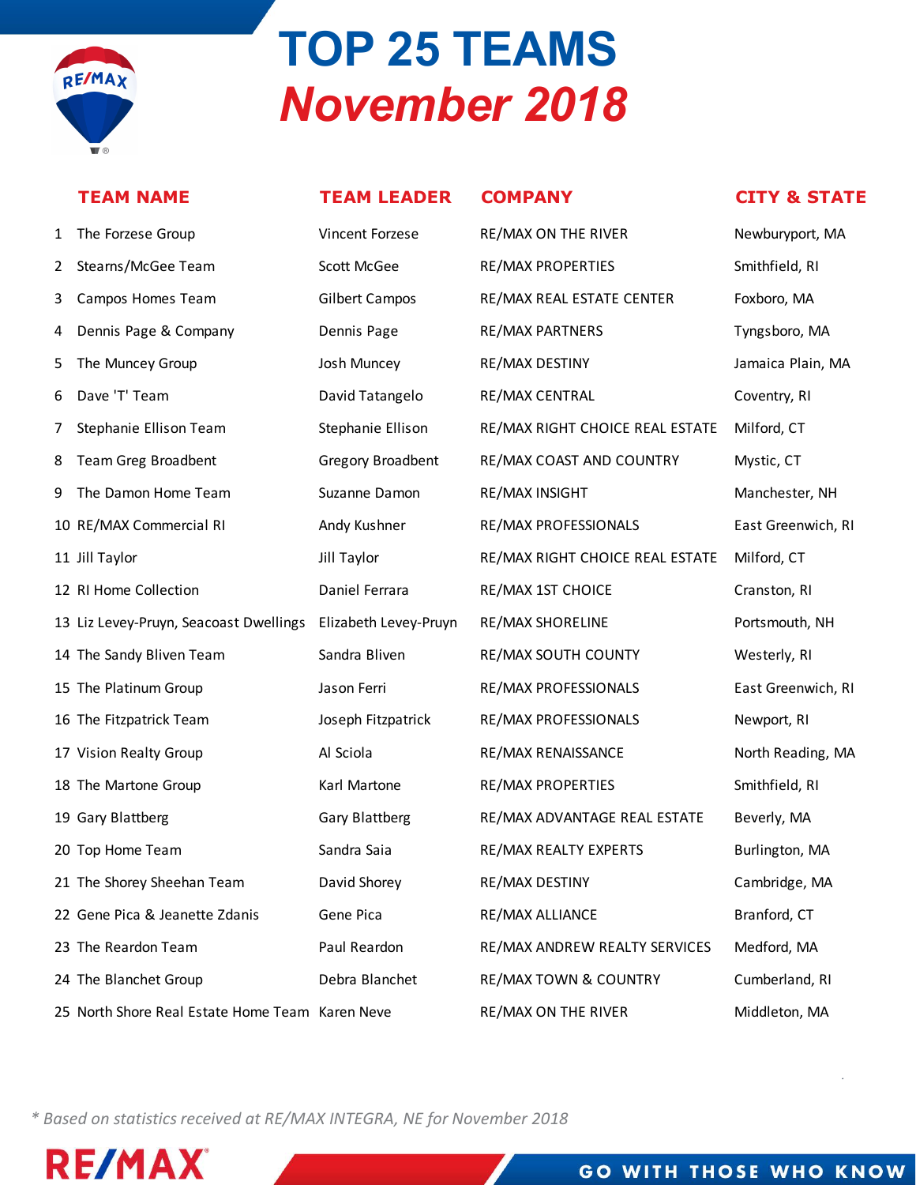# TOP 25 TEAMS
## *November 2018*

| | TEAM NAME | TEAM LEADER | COMPANY | CITY & STATE |
|---|---|---|---|---|
| 1 | The Forzese Group | Vincent Forzese | RE/MAX ON THE RIVER | Newburyport, MA |
| 2 | Stearns/McGee Team | Scott McGee | RE/MAX PROPERTIES | Smithfield, RI |
| 3 | Campos Homes Team | Gilbert Campos | RE/MAX REAL ESTATE CENTER | Foxboro, MA |
| 4 | Dennis Page & Company | Dennis Page | RE/MAX PARTNERS | Tyngsboro, MA |
| 5 | The Muncey Group | Josh Muncey | RE/MAX DESTINY | Jamaica Plain, MA |
| 6 | Dave 'T' Team | David Tatangelo | RE/MAX CENTRAL | Coventry, RI |
| 7 | Stephanie Ellison Team | Stephanie Ellison | RE/MAX RIGHT CHOICE REAL ESTATE | Milford, CT |
| 8 | Team Greg Broadbent | Gregory Broadbent | RE/MAX COAST AND COUNTRY | Mystic, CT |
| 9 | The Damon Home Team | Suzanne Damon | RE/MAX INSIGHT | Manchester, NH |
| 10 | RE/MAX Commercial RI | Andy Kushner | RE/MAX PROFESSIONALS | East Greenwich, RI |
| 11 | Jill Taylor | Jill Taylor | RE/MAX RIGHT CHOICE REAL ESTATE | Milford, CT |
| 12 | RI Home Collection | Daniel Ferrara | RE/MAX 1ST CHOICE | Cranston, RI |
| 13 | Liz Levey-Pruyn, Seacoast Dwellings | Elizabeth Levey-Pruyn | RE/MAX SHORELINE | Portsmouth, NH |
| 14 | The Sandy Bliven Team | Sandra Bliven | RE/MAX SOUTH COUNTY | Westerly, RI |
| 15 | The Platinum Group | Jason Ferri | RE/MAX PROFESSIONALS | East Greenwich, RI |
| 16 | The Fitzpatrick Team | Joseph Fitzpatrick | RE/MAX PROFESSIONALS | Newport, RI |
| 17 | Vision Realty Group | Al Sciola | RE/MAX RENAISSANCE | North Reading, MA |
| 18 | The Martone Group | Karl Martone | RE/MAX PROPERTIES | Smithfield, RI |
| 19 | Gary Blattberg | Gary Blattberg | RE/MAX ADVANTAGE REAL ESTATE | Beverly, MA |
| 20 | Top Home Team | Sandra Saia | RE/MAX REALTY EXPERTS | Burlington, MA |
| 21 | The Shorey Sheehan Team | David Shorey | RE/MAX DESTINY | Cambridge, MA |
| 22 | Gene Pica & Jeanette Zdanis | Gene Pica | RE/MAX ALLIANCE | Branford, CT |
| 23 | The Reardon Team | Paul Reardon | RE/MAX ANDREW REALTY SERVICES | Medford, MA |
| 24 | The Blanchet Group | Debra Blanchet | RE/MAX TOWN & COUNTRY | Cumberland, RI |
| 25 | North Shore Real Estate Home Team | Karen Neve | RE/MAX ON THE RIVER | Middleton, MA |

*\* Based on statistics received at RE/MAX INTEGRA, NE for November 2018*

RE/MAX

GO WITH THOSE WHO KNOW